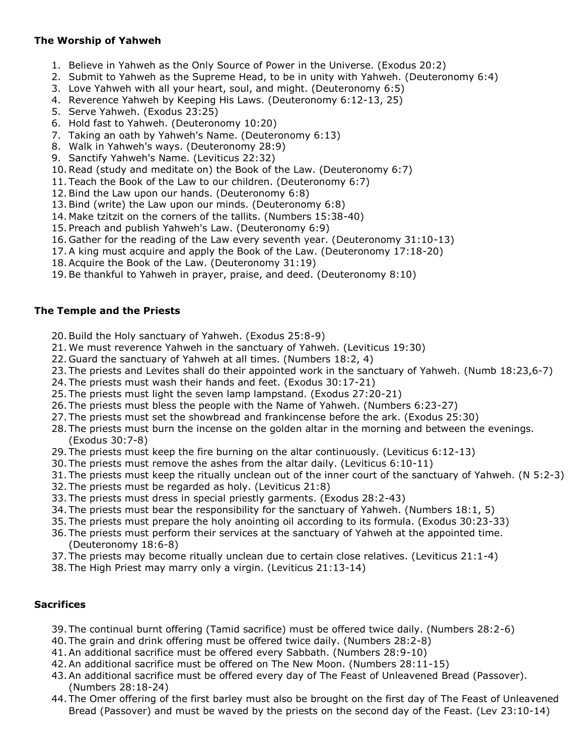**The Worship of Yahweh**

1. Believe in Yahweh as the Only Source of Power in the Universe. (Exodus 20:2)
2. Submit to Yahweh as the Supreme Head, to be in unity with Yahweh. (Deuteronomy 6:4)
3. Love Yahweh with all your heart, soul, and might. (Deuteronomy 6:5)
4. Reverence Yahweh by Keeping His Laws. (Deuteronomy 6:12-13, 25)
5. Serve Yahweh. (Exodus 23:25)
6. Hold fast to Yahweh. (Deuteronomy 10:20)
7. Taking an oath by Yahweh's Name. (Deuteronomy 6:13)
8. Walk in Yahweh's ways. (Deuteronomy 28:9)
9. Sanctify Yahweh's Name. (Leviticus 22:32)
10. Read (study and meditate on) the Book of the Law. (Deuteronomy 6:7)
11. Teach the Book of the Law to our children. (Deuteronomy 6:7)
12. Bind the Law upon our hands. (Deuteronomy 6:8)
13. Bind (write) the Law upon our minds. (Deuteronomy 6:8)
14. Make tzitzit on the corners of the tallits. (Numbers 15:38-40)
15. Preach and publish Yahweh's Law. (Deuteronomy 6:9)
16. Gather for the reading of the Law every seventh year. (Deuteronomy 31:10-13)
17. A king must acquire and apply the Book of the Law. (Deuteronomy 17:18-20)
18. Acquire the Book of the Law. (Deuteronomy 31:19)
19. Be thankful to Yahweh in prayer, praise, and deed. (Deuteronomy 8:10)

**The Temple and the Priests**

20. Build the Holy sanctuary of Yahweh. (Exodus 25:8-9)
21. We must reverence Yahweh in the sanctuary of Yahweh. (Leviticus 19:30)
22. Guard the sanctuary of Yahweh at all times. (Numbers 18:2, 4)
23. The priests and Levites shall do their appointed work in the sanctuary of Yahweh. (Numb 18:23,6-7)
24. The priests must wash their hands and feet. (Exodus 30:17-21)
25. The priests must light the seven lamp lampstand. (Exodus 27:20-21)
26. The priests must bless the people with the Name of Yahweh. (Numbers 6:23-27)
27. The priests must set the showbread and frankincense before the ark. (Exodus 25:30)
28. The priests must burn the incense on the golden altar in the morning and between the evenings. (Exodus 30:7-8)
29. The priests must keep the fire burning on the altar continuously. (Leviticus 6:12-13)
30. The priests must remove the ashes from the altar daily. (Leviticus 6:10-11)
31. The priests must keep the ritually unclean out of the inner court of the sanctuary of Yahweh. (N 5:2-3)
32. The priests must be regarded as holy. (Leviticus 21:8)
33. The priests must dress in special priestly garments. (Exodus 28:2-43)
34. The priests must bear the responsibility for the sanctuary of Yahweh. (Numbers 18:1, 5)
35. The priests must prepare the holy anointing oil according to its formula. (Exodus 30:23-33)
36. The priests must perform their services at the sanctuary of Yahweh at the appointed time. (Deuteronomy 18:6-8)
37. The priests may become ritually unclean due to certain close relatives. (Leviticus 21:1-4)
38. The High Priest may marry only a virgin. (Leviticus 21:13-14)

**Sacrifices**

39. The continual burnt offering (Tamid sacrifice) must be offered twice daily. (Numbers 28:2-6)
40. The grain and drink offering must be offered twice daily. (Numbers 28:2-8)
41. An additional sacrifice must be offered every Sabbath. (Numbers 28:9-10)
42. An additional sacrifice must be offered on The New Moon. (Numbers 28:11-15)
43. An additional sacrifice must be offered every day of The Feast of Unleavened Bread (Passover). (Numbers 28:18-24)
44. The Omer offering of the first barley must also be brought on the first day of The Feast of Unleavened Bread (Passover) and must be waved by the priests on the second day of the Feast. (Lev 23:10-14)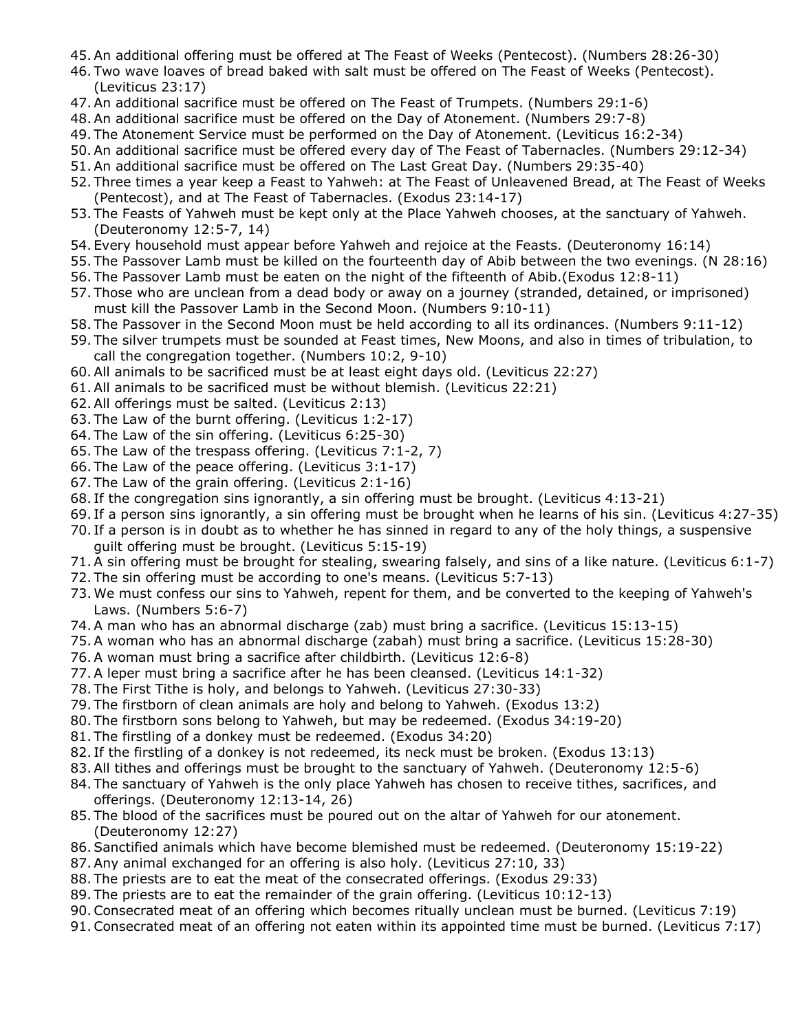45. An additional offering must be offered at The Feast of Weeks (Pentecost). (Numbers 28:26-30)
46. Two wave loaves of bread baked with salt must be offered on The Feast of Weeks (Pentecost). (Leviticus 23:17)
47. An additional sacrifice must be offered on The Feast of Trumpets. (Numbers 29:1-6)
48. An additional sacrifice must be offered on the Day of Atonement. (Numbers 29:7-8)
49. The Atonement Service must be performed on the Day of Atonement. (Leviticus 16:2-34)
50. An additional sacrifice must be offered every day of The Feast of Tabernacles. (Numbers 29:12-34)
51. An additional sacrifice must be offered on The Last Great Day. (Numbers 29:35-40)
52. Three times a year keep a Feast to Yahweh: at The Feast of Unleavened Bread, at The Feast of Weeks (Pentecost), and at The Feast of Tabernacles. (Exodus 23:14-17)
53. The Feasts of Yahweh must be kept only at the Place Yahweh chooses, at the sanctuary of Yahweh. (Deuteronomy 12:5-7, 14)
54. Every household must appear before Yahweh and rejoice at the Feasts. (Deuteronomy 16:14)
55. The Passover Lamb must be killed on the fourteenth day of Abib between the two evenings. (N 28:16)
56. The Passover Lamb must be eaten on the night of the fifteenth of Abib.(Exodus 12:8-11)
57. Those who are unclean from a dead body or away on a journey (stranded, detained, or imprisoned) must kill the Passover Lamb in the Second Moon. (Numbers 9:10-11)
58. The Passover in the Second Moon must be held according to all its ordinances. (Numbers 9:11-12)
59. The silver trumpets must be sounded at Feast times, New Moons, and also in times of tribulation, to call the congregation together. (Numbers 10:2, 9-10)
60. All animals to be sacrificed must be at least eight days old. (Leviticus 22:27)
61. All animals to be sacrificed must be without blemish. (Leviticus 22:21)
62. All offerings must be salted. (Leviticus 2:13)
63. The Law of the burnt offering. (Leviticus 1:2-17)
64. The Law of the sin offering. (Leviticus 6:25-30)
65. The Law of the trespass offering. (Leviticus 7:1-2, 7)
66. The Law of the peace offering. (Leviticus 3:1-17)
67. The Law of the grain offering. (Leviticus 2:1-16)
68. If the congregation sins ignorantly, a sin offering must be brought. (Leviticus 4:13-21)
69. If a person sins ignorantly, a sin offering must be brought when he learns of his sin. (Leviticus 4:27-35)
70. If a person is in doubt as to whether he has sinned in regard to any of the holy things, a suspensive guilt offering must be brought. (Leviticus 5:15-19)
71. A sin offering must be brought for stealing, swearing falsely, and sins of a like nature. (Leviticus 6:1-7)
72. The sin offering must be according to one's means. (Leviticus 5:7-13)
73. We must confess our sins to Yahweh, repent for them, and be converted to the keeping of Yahweh's Laws. (Numbers 5:6-7)
74. A man who has an abnormal discharge (zab) must bring a sacrifice. (Leviticus 15:13-15)
75. A woman who has an abnormal discharge (zabah) must bring a sacrifice. (Leviticus 15:28-30)
76. A woman must bring a sacrifice after childbirth. (Leviticus 12:6-8)
77. A leper must bring a sacrifice after he has been cleansed. (Leviticus 14:1-32)
78. The First Tithe is holy, and belongs to Yahweh. (Leviticus 27:30-33)
79. The firstborn of clean animals are holy and belong to Yahweh. (Exodus 13:2)
80. The firstborn sons belong to Yahweh, but may be redeemed. (Exodus 34:19-20)
81. The firstling of a donkey must be redeemed. (Exodus 34:20)
82. If the firstling of a donkey is not redeemed, its neck must be broken. (Exodus 13:13)
83. All tithes and offerings must be brought to the sanctuary of Yahweh. (Deuteronomy 12:5-6)
84. The sanctuary of Yahweh is the only place Yahweh has chosen to receive tithes, sacrifices, and offerings. (Deuteronomy 12:13-14, 26)
85. The blood of the sacrifices must be poured out on the altar of Yahweh for our atonement. (Deuteronomy 12:27)
86. Sanctified animals which have become blemished must be redeemed. (Deuteronomy 15:19-22)
87. Any animal exchanged for an offering is also holy. (Leviticus 27:10, 33)
88. The priests are to eat the meat of the consecrated offerings. (Exodus 29:33)
89. The priests are to eat the remainder of the grain offering. (Leviticus 10:12-13)
90. Consecrated meat of an offering which becomes ritually unclean must be burned. (Leviticus 7:19)
91. Consecrated meat of an offering not eaten within its appointed time must be burned. (Leviticus 7:17)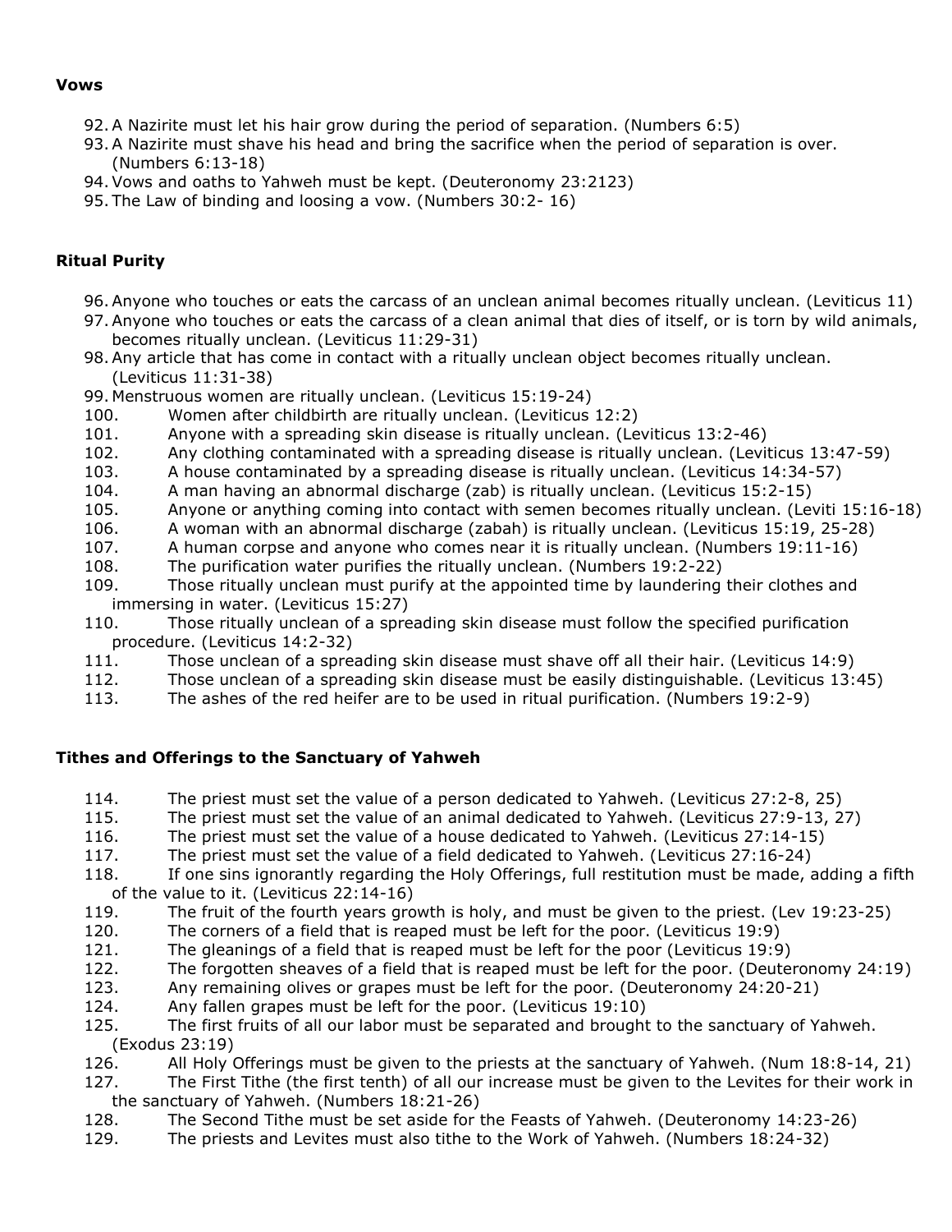### Vows

92. A Nazirite must let his hair grow during the period of separation. (Numbers 6:5)
93. A Nazirite must shave his head and bring the sacrifice when the period of separation is over. (Numbers 6:13-18)
94. Vows and oaths to Yahweh must be kept. (Deuteronomy 23:2123)
95. The Law of binding and loosing a vow. (Numbers 30:2- 16)

### Ritual Purity

96. Anyone who touches or eats the carcass of an unclean animal becomes ritually unclean. (Leviticus 11)
97. Anyone who touches or eats the carcass of a clean animal that dies of itself, or is torn by wild animals, becomes ritually unclean. (Leviticus 11:29-31)
98. Any article that has come in contact with a ritually unclean object becomes ritually unclean. (Leviticus 11:31-38)
99. Menstruous women are ritually unclean. (Leviticus 15:19-24)
100. Women after childbirth are ritually unclean. (Leviticus 12:2)
101. Anyone with a spreading skin disease is ritually unclean. (Leviticus 13:2-46)
102. Any clothing contaminated with a spreading disease is ritually unclean. (Leviticus 13:47-59)
103. A house contaminated by a spreading disease is ritually unclean. (Leviticus 14:34-57)
104. A man having an abnormal discharge (zab) is ritually unclean. (Leviticus 15:2-15)
105. Anyone or anything coming into contact with semen becomes ritually unclean. (Leviti 15:16-18)
106. A woman with an abnormal discharge (zabah) is ritually unclean. (Leviticus 15:19, 25-28)
107. A human corpse and anyone who comes near it is ritually unclean. (Numbers 19:11-16)
108. The purification water purifies the ritually unclean. (Numbers 19:2-22)
109. Those ritually unclean must purify at the appointed time by laundering their clothes and immersing in water. (Leviticus 15:27)
110. Those ritually unclean of a spreading skin disease must follow the specified purification procedure. (Leviticus 14:2-32)
111. Those unclean of a spreading skin disease must shave off all their hair. (Leviticus 14:9)
112. Those unclean of a spreading skin disease must be easily distinguishable. (Leviticus 13:45)
113. The ashes of the red heifer are to be used in ritual purification. (Numbers 19:2-9)

### Tithes and Offerings to the Sanctuary of Yahweh

114. The priest must set the value of a person dedicated to Yahweh. (Leviticus 27:2-8, 25)
115. The priest must set the value of an animal dedicated to Yahweh. (Leviticus 27:9-13, 27)
116. The priest must set the value of a house dedicated to Yahweh. (Leviticus 27:14-15)
117. The priest must set the value of a field dedicated to Yahweh. (Leviticus 27:16-24)
118. If one sins ignorantly regarding the Holy Offerings, full restitution must be made, adding a fifth of the value to it. (Leviticus 22:14-16)
119. The fruit of the fourth years growth is holy, and must be given to the priest. (Lev 19:23-25)
120. The corners of a field that is reaped must be left for the poor. (Leviticus 19:9)
121. The gleanings of a field that is reaped must be left for the poor (Leviticus 19:9)
122. The forgotten sheaves of a field that is reaped must be left for the poor. (Deuteronomy 24:19)
123. Any remaining olives or grapes must be left for the poor. (Deuteronomy 24:20-21)
124. Any fallen grapes must be left for the poor. (Leviticus 19:10)
125. The first fruits of all our labor must be separated and brought to the sanctuary of Yahweh. (Exodus 23:19)
126. All Holy Offerings must be given to the priests at the sanctuary of Yahweh. (Num 18:8-14, 21)
127. The First Tithe (the first tenth) of all our increase must be given to the Levites for their work in the sanctuary of Yahweh. (Numbers 18:21-26)
128. The Second Tithe must be set aside for the Feasts of Yahweh. (Deuteronomy 14:23-26)
129. The priests and Levites must also tithe to the Work of Yahweh. (Numbers 18:24-32)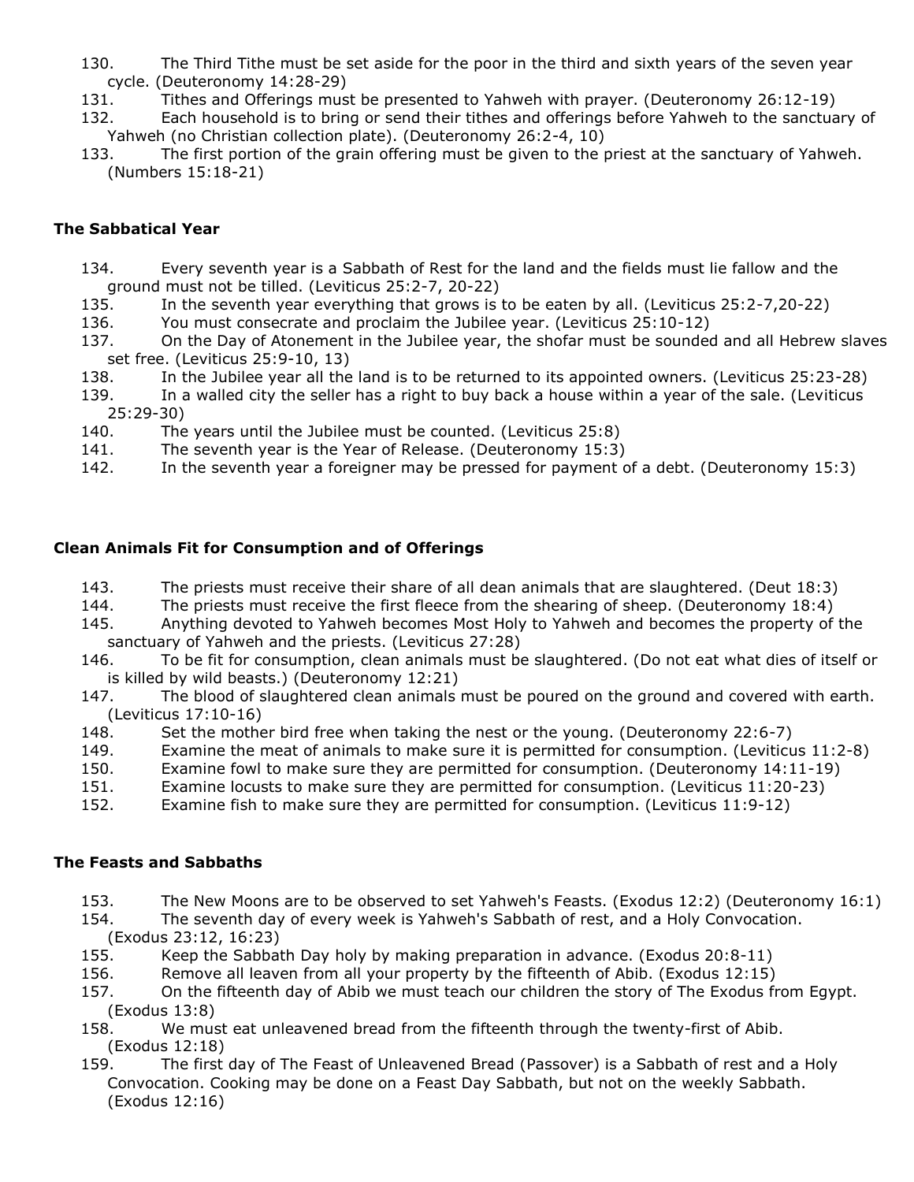130. The Third Tithe must be set aside for the poor in the third and sixth years of the seven year cycle. (Deuteronomy 14:28-29)
131. Tithes and Offerings must be presented to Yahweh with prayer. (Deuteronomy 26:12-19)
132. Each household is to bring or send their tithes and offerings before Yahweh to the sanctuary of Yahweh (no Christian collection plate). (Deuteronomy 26:2-4, 10)
133. The first portion of the grain offering must be given to the priest at the sanctuary of Yahweh. (Numbers 15:18-21)

### The Sabbatical Year

134. Every seventh year is a Sabbath of Rest for the land and the fields must lie fallow and the ground must not be tilled. (Leviticus 25:2-7, 20-22)
135. In the seventh year everything that grows is to be eaten by all. (Leviticus 25:2-7,20-22)
136. You must consecrate and proclaim the Jubilee year. (Leviticus 25:10-12)
137. On the Day of Atonement in the Jubilee year, the shofar must be sounded and all Hebrew slaves set free. (Leviticus 25:9-10, 13)
138. In the Jubilee year all the land is to be returned to its appointed owners. (Leviticus 25:23-28)
139. In a walled city the seller has a right to buy back a house within a year of the sale. (Leviticus 25:29-30)
140. The years until the Jubilee must be counted. (Leviticus 25:8)
141. The seventh year is the Year of Release. (Deuteronomy 15:3)
142. In the seventh year a foreigner may be pressed for payment of a debt. (Deuteronomy 15:3)

### Clean Animals Fit for Consumption and of Offerings

143. The priests must receive their share of all dean animals that are slaughtered. (Deut 18:3)
144. The priests must receive the first fleece from the shearing of sheep. (Deuteronomy 18:4)
145. Anything devoted to Yahweh becomes Most Holy to Yahweh and becomes the property of the sanctuary of Yahweh and the priests. (Leviticus 27:28)
146. To be fit for consumption, clean animals must be slaughtered. (Do not eat what dies of itself or is killed by wild beasts.) (Deuteronomy 12:21)
147. The blood of slaughtered clean animals must be poured on the ground and covered with earth. (Leviticus 17:10-16)
148. Set the mother bird free when taking the nest or the young. (Deuteronomy 22:6-7)
149. Examine the meat of animals to make sure it is permitted for consumption. (Leviticus 11:2-8)
150. Examine fowl to make sure they are permitted for consumption. (Deuteronomy 14:11-19)
151. Examine locusts to make sure they are permitted for consumption. (Leviticus 11:20-23)
152. Examine fish to make sure they are permitted for consumption. (Leviticus 11:9-12)

### The Feasts and Sabbaths

153. The New Moons are to be observed to set Yahweh's Feasts. (Exodus 12:2) (Deuteronomy 16:1)
154. The seventh day of every week is Yahweh's Sabbath of rest, and a Holy Convocation. (Exodus 23:12, 16:23)
155. Keep the Sabbath Day holy by making preparation in advance. (Exodus 20:8-11)
156. Remove all leaven from all your property by the fifteenth of Abib. (Exodus 12:15)
157. On the fifteenth day of Abib we must teach our children the story of The Exodus from Egypt. (Exodus 13:8)
158. We must eat unleavened bread from the fifteenth through the twenty-first of Abib. (Exodus 12:18)
159. The first day of The Feast of Unleavened Bread (Passover) is a Sabbath of rest and a Holy Convocation. Cooking may be done on a Feast Day Sabbath, but not on the weekly Sabbath. (Exodus 12:16)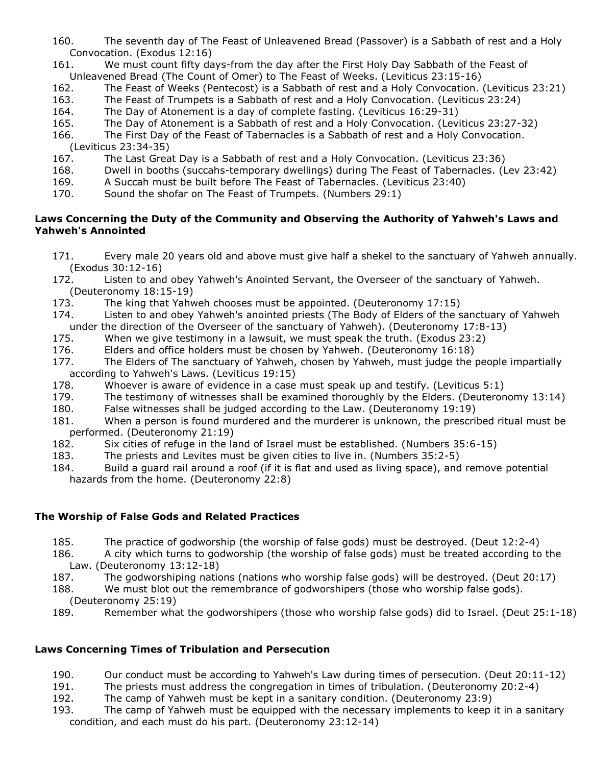160. The seventh day of The Feast of Unleavened Bread (Passover) is a Sabbath of rest and a Holy Convocation. (Exodus 12:16)
161. We must count fifty days-from the day after the First Holy Day Sabbath of the Feast of Unleavened Bread (The Count of Omer) to The Feast of Weeks. (Leviticus 23:15-16)
162. The Feast of Weeks (Pentecost) is a Sabbath of rest and a Holy Convocation. (Leviticus 23:21)
163. The Feast of Trumpets is a Sabbath of rest and a Holy Convocation. (Leviticus 23:24)
164. The Day of Atonement is a day of complete fasting. (Leviticus 16:29-31)
165. The Day of Atonement is a Sabbath of rest and a Holy Convocation. (Leviticus 23:27-32)
166. The First Day of the Feast of Tabernacles is a Sabbath of rest and a Holy Convocation. (Leviticus 23:34-35)
167. The Last Great Day is a Sabbath of rest and a Holy Convocation. (Leviticus 23:36)
168. Dwell in booths (succahs-temporary dwellings) during The Feast of Tabernacles. (Lev 23:42)
169. A Succah must be built before The Feast of Tabernacles. (Leviticus 23:40)
170. Sound the shofar on The Feast of Trumpets. (Numbers 29:1)

**Laws Concerning the Duty of the Community and Observing the Authority of Yahweh's Laws and Yahweh's Annointed**

171. Every male 20 years old and above must give half a shekel to the sanctuary of Yahweh annually. (Exodus 30:12-16)
172. Listen to and obey Yahweh's Anointed Servant, the Overseer of the sanctuary of Yahweh. (Deuteronomy 18:15-19)
173. The king that Yahweh chooses must be appointed. (Deuteronomy 17:15)
174. Listen to and obey Yahweh's anointed priests (The Body of Elders of the sanctuary of Yahweh under the direction of the Overseer of the sanctuary of Yahweh). (Deuteronomy 17:8-13)
175. When we give testimony in a lawsuit, we must speak the truth. (Exodus 23:2)
176. Elders and office holders must be chosen by Yahweh. (Deuteronomy 16:18)
177. The Elders of The sanctuary of Yahweh, chosen by Yahweh, must judge the people impartially according to Yahweh's Laws. (Leviticus 19:15)
178. Whoever is aware of evidence in a case must speak up and testify. (Leviticus 5:1)
179. The testimony of witnesses shall be examined thoroughly by the Elders. (Deuteronomy 13:14)
180. False witnesses shall be judged according to the Law. (Deuteronomy 19:19)
181. When a person is found murdered and the murderer is unknown, the prescribed ritual must be performed. (Deuteronomy 21:19)
182. Six cities of refuge in the land of Israel must be established. (Numbers 35:6-15)
183. The priests and Levites must be given cities to live in. (Numbers 35:2-5)
184. Build a guard rail around a roof (if it is flat and used as living space), and remove potential hazards from the home. (Deuteronomy 22:8)

**The Worship of False Gods and Related Practices**

185. The practice of godworship (the worship of false gods) must be destroyed. (Deut 12:2-4)
186. A city which turns to godworship (the worship of false gods) must be treated according to the Law. (Deuteronomy 13:12-18)
187. The godworshiping nations (nations who worship false gods) will be destroyed. (Deut 20:17)
188. We must blot out the remembrance of godworshipers (those who worship false gods). (Deuteronomy 25:19)
189. Remember what the godworshipers (those who worship false gods) did to Israel. (Deut 25:1-18)

**Laws Concerning Times of Tribulation and Persecution**

190. Our conduct must be according to Yahweh's Law during times of persecution. (Deut 20:11-12)
191. The priests must address the congregation in times of tribulation. (Deuteronomy 20:2-4)
192. The camp of Yahweh must be kept in a sanitary condition. (Deuteronomy 23:9)
193. The camp of Yahweh must be equipped with the necessary implements to keep it in a sanitary condition, and each must do his part. (Deuteronomy 23:12-14)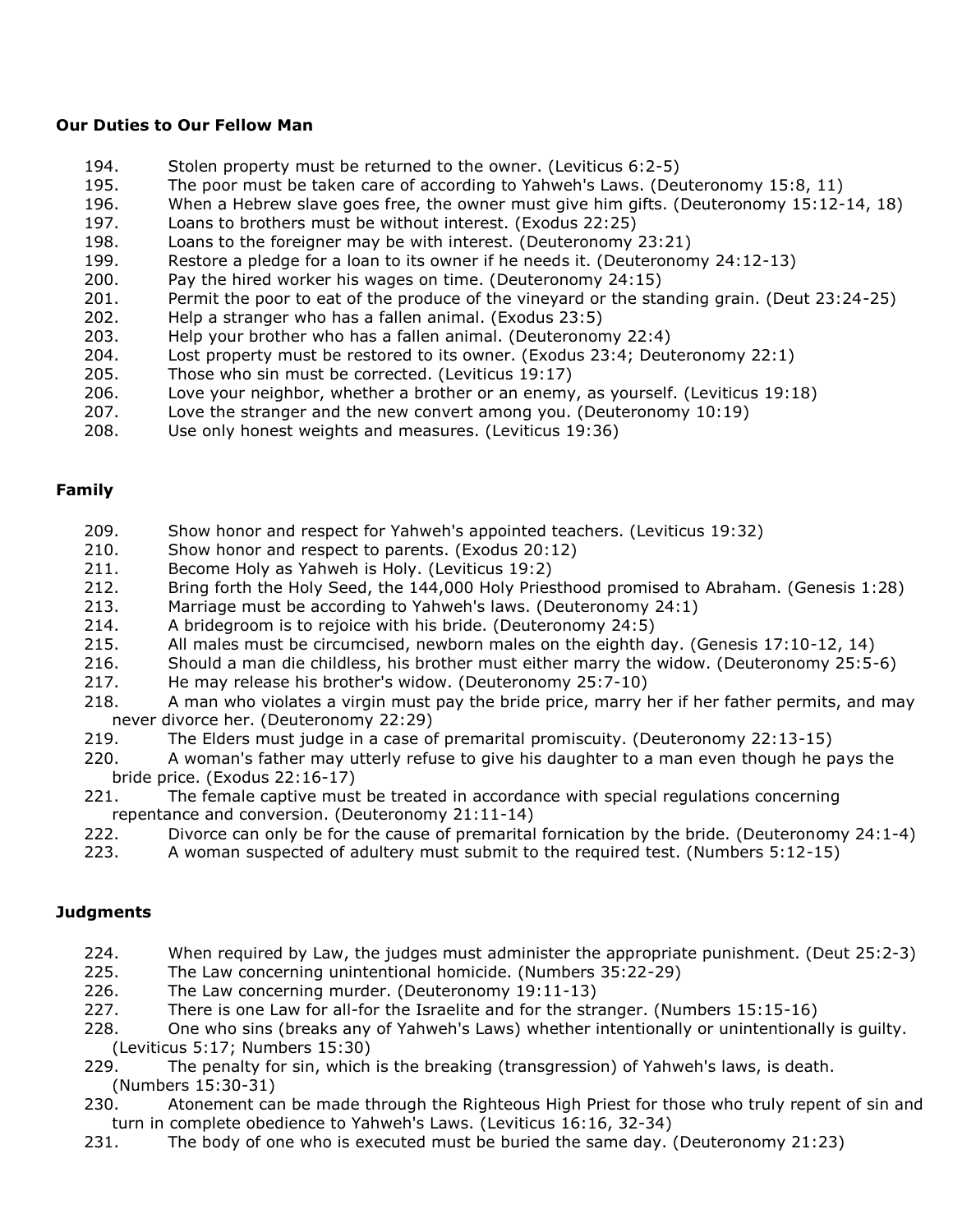**Our Duties to Our Fellow Man**

194. Stolen property must be returned to the owner. (Leviticus 6:2-5)
195. The poor must be taken care of according to Yahweh's Laws. (Deuteronomy 15:8, 11)
196. When a Hebrew slave goes free, the owner must give him gifts. (Deuteronomy 15:12-14, 18)
197. Loans to brothers must be without interest. (Exodus 22:25)
198. Loans to the foreigner may be with interest. (Deuteronomy 23:21)
199. Restore a pledge for a loan to its owner if he needs it. (Deuteronomy 24:12-13)
200. Pay the hired worker his wages on time. (Deuteronomy 24:15)
201. Permit the poor to eat of the produce of the vineyard or the standing grain. (Deut 23:24-25)
202. Help a stranger who has a fallen animal. (Exodus 23:5)
203. Help your brother who has a fallen animal. (Deuteronomy 22:4)
204. Lost property must be restored to its owner. (Exodus 23:4; Deuteronomy 22:1)
205. Those who sin must be corrected. (Leviticus 19:17)
206. Love your neighbor, whether a brother or an enemy, as yourself. (Leviticus 19:18)
207. Love the stranger and the new convert among you. (Deuteronomy 10:19)
208. Use only honest weights and measures. (Leviticus 19:36)

**Family**

209. Show honor and respect for Yahweh's appointed teachers. (Leviticus 19:32)
210. Show honor and respect to parents. (Exodus 20:12)
211. Become Holy as Yahweh is Holy. (Leviticus 19:2)
212. Bring forth the Holy Seed, the 144,000 Holy Priesthood promised to Abraham. (Genesis 1:28)
213. Marriage must be according to Yahweh's laws. (Deuteronomy 24:1)
214. A bridegroom is to rejoice with his bride. (Deuteronomy 24:5)
215. All males must be circumcised, newborn males on the eighth day. (Genesis 17:10-12, 14)
216. Should a man die childless, his brother must either marry the widow. (Deuteronomy 25:5-6)
217. He may release his brother's widow. (Deuteronomy 25:7-10)
218. A man who violates a virgin must pay the bride price, marry her if her father permits, and may never divorce her. (Deuteronomy 22:29)
219. The Elders must judge in a case of premarital promiscuity. (Deuteronomy 22:13-15)
220. A woman's father may utterly refuse to give his daughter to a man even though he pays the bride price. (Exodus 22:16-17)
221. The female captive must be treated in accordance with special regulations concerning repentance and conversion. (Deuteronomy 21:11-14)
222. Divorce can only be for the cause of premarital fornication by the bride. (Deuteronomy 24:1-4)
223. A woman suspected of adultery must submit to the required test. (Numbers 5:12-15)

**Judgments**

224. When required by Law, the judges must administer the appropriate punishment. (Deut 25:2-3)
225. The Law concerning unintentional homicide. (Numbers 35:22-29)
226. The Law concerning murder. (Deuteronomy 19:11-13)
227. There is one Law for all-for the Israelite and for the stranger. (Numbers 15:15-16)
228. One who sins (breaks any of Yahweh's Laws) whether intentionally or unintentionally is guilty. (Leviticus 5:17; Numbers 15:30)
229. The penalty for sin, which is the breaking (transgression) of Yahweh's laws, is death. (Numbers 15:30-31)
230. Atonement can be made through the Righteous High Priest for those who truly repent of sin and turn in complete obedience to Yahweh's Laws. (Leviticus 16:16, 32-34)
231. The body of one who is executed must be buried the same day. (Deuteronomy 21:23)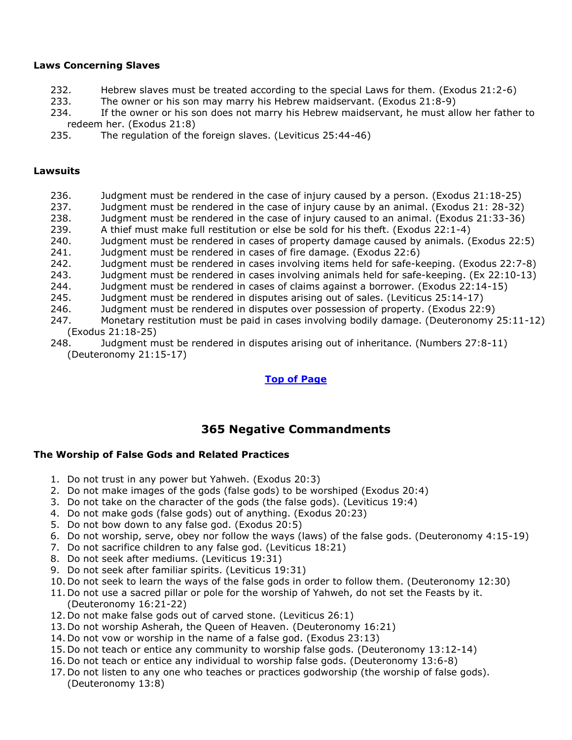#### Laws Concerning Slaves

232. Hebrew slaves must be treated according to the special Laws for them. (Exodus 21:2-6)
233. The owner or his son may marry his Hebrew maidservant. (Exodus 21:8-9)
234. If the owner or his son does not marry his Hebrew maidservant, he must allow her father to redeem her. (Exodus 21:8)
235. The regulation of the foreign slaves. (Leviticus 25:44-46)

#### Lawsuits

236. Judgment must be rendered in the case of injury caused by a person. (Exodus 21:18-25)
237. Judgment must be rendered in the case of injury cause by an animal. (Exodus 21: 28-32)
238. Judgment must be rendered in the case of injury caused to an animal. (Exodus 21:33-36)
239. A thief must make full restitution or else be sold for his theft. (Exodus 22:1-4)
240. Judgment must be rendered in cases of property damage caused by animals. (Exodus 22:5)
241. Judgment must be rendered in cases of fire damage. (Exodus 22:6)
242. Judgment must be rendered in cases involving items held for safe-keeping. (Exodus 22:7-8)
243. Judgment must be rendered in cases involving animals held for safe-keeping. (Ex 22:10-13)
244. Judgment must be rendered in cases of claims against a borrower. (Exodus 22:14-15)
245. Judgment must be rendered in disputes arising out of sales. (Leviticus 25:14-17)
246. Judgment must be rendered in disputes over possession of property. (Exodus 22:9)
247. Monetary restitution must be paid in cases involving bodily damage. (Deuteronomy 25:11-12) (Exodus 21:18-25)
248. Judgment must be rendered in disputes arising out of inheritance. (Numbers 27:8-11) (Deuteronomy 21:15-17)

**Top of Page**

## 365 Negative Commandments

#### The Worship of False Gods and Related Practices

1. Do not trust in any power but Yahweh. (Exodus 20:3)
2. Do not make images of the gods (false gods) to be worshiped (Exodus 20:4)
3. Do not take on the character of the gods (the false gods). (Leviticus 19:4)
4. Do not make gods (false gods) out of anything. (Exodus 20:23)
5. Do not bow down to any false god. (Exodus 20:5)
6. Do not worship, serve, obey nor follow the ways (laws) of the false gods. (Deuteronomy 4:15-19)
7. Do not sacrifice children to any false god. (Leviticus 18:21)
8. Do not seek after mediums. (Leviticus 19:31)
9. Do not seek after familiar spirits. (Leviticus 19:31)
10. Do not seek to learn the ways of the false gods in order to follow them. (Deuteronomy 12:30)
11. Do not use a sacred pillar or pole for the worship of Yahweh, do not set the Feasts by it. (Deuteronomy 16:21-22)
12. Do not make false gods out of carved stone. (Leviticus 26:1)
13. Do not worship Asherah, the Queen of Heaven. (Deuteronomy 16:21)
14. Do not vow or worship in the name of a false god. (Exodus 23:13)
15. Do not teach or entice any community to worship false gods. (Deuteronomy 13:12-14)
16. Do not teach or entice any individual to worship false gods. (Deuteronomy 13:6-8)
17. Do not listen to any one who teaches or practices godworship (the worship of false gods). (Deuteronomy 13:8)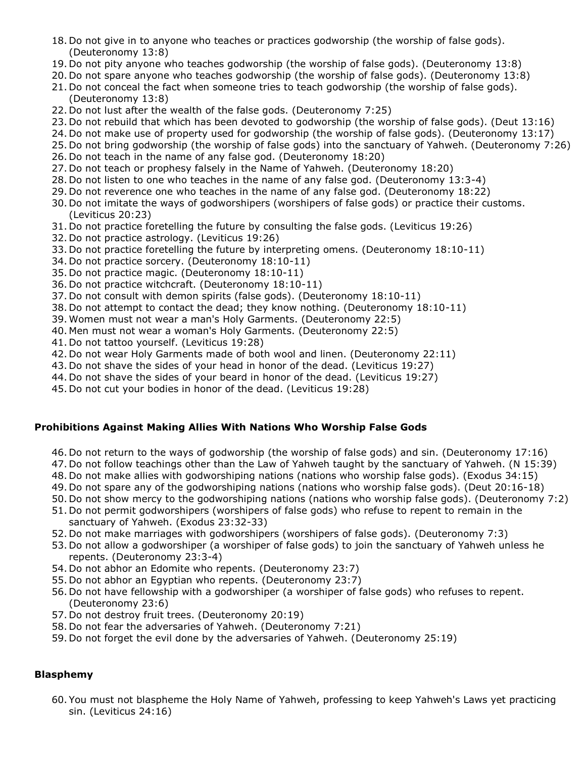18. Do not give in to anyone who teaches or practices godworship (the worship of false gods). (Deuteronomy 13:8)
19. Do not pity anyone who teaches godworship (the worship of false gods). (Deuteronomy 13:8)
20. Do not spare anyone who teaches godworship (the worship of false gods). (Deuteronomy 13:8)
21. Do not conceal the fact when someone tries to teach godworship (the worship of false gods). (Deuteronomy 13:8)
22. Do not lust after the wealth of the false gods. (Deuteronomy 7:25)
23. Do not rebuild that which has been devoted to godworship (the worship of false gods). (Deut 13:16)
24. Do not make use of property used for godworship (the worship of false gods). (Deuteronomy 13:17)
25. Do not bring godworship (the worship of false gods) into the sanctuary of Yahweh. (Deuteronomy 7:26)
26. Do not teach in the name of any false god. (Deuteronomy 18:20)
27. Do not teach or prophesy falsely in the Name of Yahweh. (Deuteronomy 18:20)
28. Do not listen to one who teaches in the name of any false god. (Deuteronomy 13:3-4)
29. Do not reverence one who teaches in the name of any false god. (Deuteronomy 18:22)
30. Do not imitate the ways of godworshipers (worshipers of false gods) or practice their customs. (Leviticus 20:23)
31. Do not practice foretelling the future by consulting the false gods. (Leviticus 19:26)
32. Do not practice astrology. (Leviticus 19:26)
33. Do not practice foretelling the future by interpreting omens. (Deuteronomy 18:10-11)
34. Do not practice sorcery. (Deuteronomy 18:10-11)
35. Do not practice magic. (Deuteronomy 18:10-11)
36. Do not practice witchcraft. (Deuteronomy 18:10-11)
37. Do not consult with demon spirits (false gods). (Deuteronomy 18:10-11)
38. Do not attempt to contact the dead; they know nothing. (Deuteronomy 18:10-11)
39. Women must not wear a man's Holy Garments. (Deuteronomy 22:5)
40. Men must not wear a woman's Holy Garments. (Deuteronomy 22:5)
41. Do not tattoo yourself. (Leviticus 19:28)
42. Do not wear Holy Garments made of both wool and linen. (Deuteronomy 22:11)
43. Do not shave the sides of your head in honor of the dead. (Leviticus 19:27)
44. Do not shave the sides of your beard in honor of the dead. (Leviticus 19:27)
45. Do not cut your bodies in honor of the dead. (Leviticus 19:28)

**Prohibitions Against Making Allies With Nations Who Worship False Gods**

46. Do not return to the ways of godworship (the worship of false gods) and sin. (Deuteronomy 17:16)
47. Do not follow teachings other than the Law of Yahweh taught by the sanctuary of Yahweh. (N 15:39)
48. Do not make allies with godworshiping nations (nations who worship false gods). (Exodus 34:15)
49. Do not spare any of the godworshiping nations (nations who worship false gods). (Deut 20:16-18)
50. Do not show mercy to the godworshiping nations (nations who worship false gods). (Deuteronomy 7:2)
51. Do not permit godworshipers (worshipers of false gods) who refuse to repent to remain in the sanctuary of Yahweh. (Exodus 23:32-33)
52. Do not make marriages with godworshipers (worshipers of false gods). (Deuteronomy 7:3)
53. Do not allow a godworshiper (a worshiper of false gods) to join the sanctuary of Yahweh unless he repents. (Deuteronomy 23:3-4)
54. Do not abhor an Edomite who repents. (Deuteronomy 23:7)
55. Do not abhor an Egyptian who repents. (Deuteronomy 23:7)
56. Do not have fellowship with a godworshiper (a worshiper of false gods) who refuses to repent. (Deuteronomy 23:6)
57. Do not destroy fruit trees. (Deuteronomy 20:19)
58. Do not fear the adversaries of Yahweh. (Deuteronomy 7:21)
59. Do not forget the evil done by the adversaries of Yahweh. (Deuteronomy 25:19)

**Blasphemy**

60. You must not blaspheme the Holy Name of Yahweh, professing to keep Yahweh's Laws yet practicing sin. (Leviticus 24:16)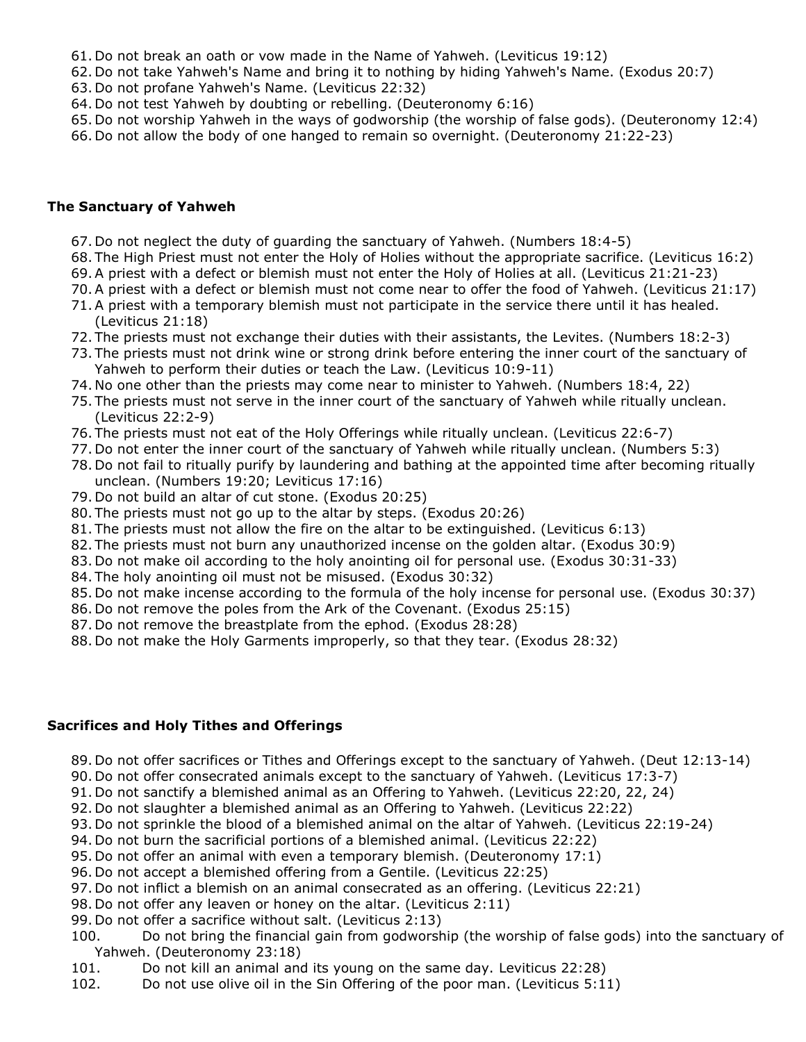61. Do not break an oath or vow made in the Name of Yahweh. (Leviticus 19:12)
62. Do not take Yahweh's Name and bring it to nothing by hiding Yahweh's Name. (Exodus 20:7)
63. Do not profane Yahweh's Name. (Leviticus 22:32)
64. Do not test Yahweh by doubting or rebelling. (Deuteronomy 6:16)
65. Do not worship Yahweh in the ways of godworship (the worship of false gods). (Deuteronomy 12:4)
66. Do not allow the body of one hanged to remain so overnight. (Deuteronomy 21:22-23)

### The Sanctuary of Yahweh

67. Do not neglect the duty of guarding the sanctuary of Yahweh. (Numbers 18:4-5)
68. The High Priest must not enter the Holy of Holies without the appropriate sacrifice. (Leviticus 16:2)
69. A priest with a defect or blemish must not enter the Holy of Holies at all. (Leviticus 21:21-23)
70. A priest with a defect or blemish must not come near to offer the food of Yahweh. (Leviticus 21:17)
71. A priest with a temporary blemish must not participate in the service there until it has healed. (Leviticus 21:18)
72. The priests must not exchange their duties with their assistants, the Levites. (Numbers 18:2-3)
73. The priests must not drink wine or strong drink before entering the inner court of the sanctuary of Yahweh to perform their duties or teach the Law. (Leviticus 10:9-11)
74. No one other than the priests may come near to minister to Yahweh. (Numbers 18:4, 22)
75. The priests must not serve in the inner court of the sanctuary of Yahweh while ritually unclean. (Leviticus 22:2-9)
76. The priests must not eat of the Holy Offerings while ritually unclean. (Leviticus 22:6-7)
77. Do not enter the inner court of the sanctuary of Yahweh while ritually unclean. (Numbers 5:3)
78. Do not fail to ritually purify by laundering and bathing at the appointed time after becoming ritually unclean. (Numbers 19:20; Leviticus 17:16)
79. Do not build an altar of cut stone. (Exodus 20:25)
80. The priests must not go up to the altar by steps. (Exodus 20:26)
81. The priests must not allow the fire on the altar to be extinguished. (Leviticus 6:13)
82. The priests must not burn any unauthorized incense on the golden altar. (Exodus 30:9)
83. Do not make oil according to the holy anointing oil for personal use. (Exodus 30:31-33)
84. The holy anointing oil must not be misused. (Exodus 30:32)
85. Do not make incense according to the formula of the holy incense for personal use. (Exodus 30:37)
86. Do not remove the poles from the Ark of the Covenant. (Exodus 25:15)
87. Do not remove the breastplate from the ephod. (Exodus 28:28)
88. Do not make the Holy Garments improperly, so that they tear. (Exodus 28:32)

### Sacrifices and Holy Tithes and Offerings

89. Do not offer sacrifices or Tithes and Offerings except to the sanctuary of Yahweh. (Deut 12:13-14)
90. Do not offer consecrated animals except to the sanctuary of Yahweh. (Leviticus 17:3-7)
91. Do not sanctify a blemished animal as an Offering to Yahweh. (Leviticus 22:20, 22, 24)
92. Do not slaughter a blemished animal as an Offering to Yahweh. (Leviticus 22:22)
93. Do not sprinkle the blood of a blemished animal on the altar of Yahweh. (Leviticus 22:19-24)
94. Do not burn the sacrificial portions of a blemished animal. (Leviticus 22:22)
95. Do not offer an animal with even a temporary blemish. (Deuteronomy 17:1)
96. Do not accept a blemished offering from a Gentile. (Leviticus 22:25)
97. Do not inflict a blemish on an animal consecrated as an offering. (Leviticus 22:21)
98. Do not offer any leaven or honey on the altar. (Leviticus 2:11)
99. Do not offer a sacrifice without salt. (Leviticus 2:13)
100. Do not bring the financial gain from godworship (the worship of false gods) into the sanctuary of Yahweh. (Deuteronomy 23:18)
101. Do not kill an animal and its young on the same day. Leviticus 22:28)
102. Do not use olive oil in the Sin Offering of the poor man. (Leviticus 5:11)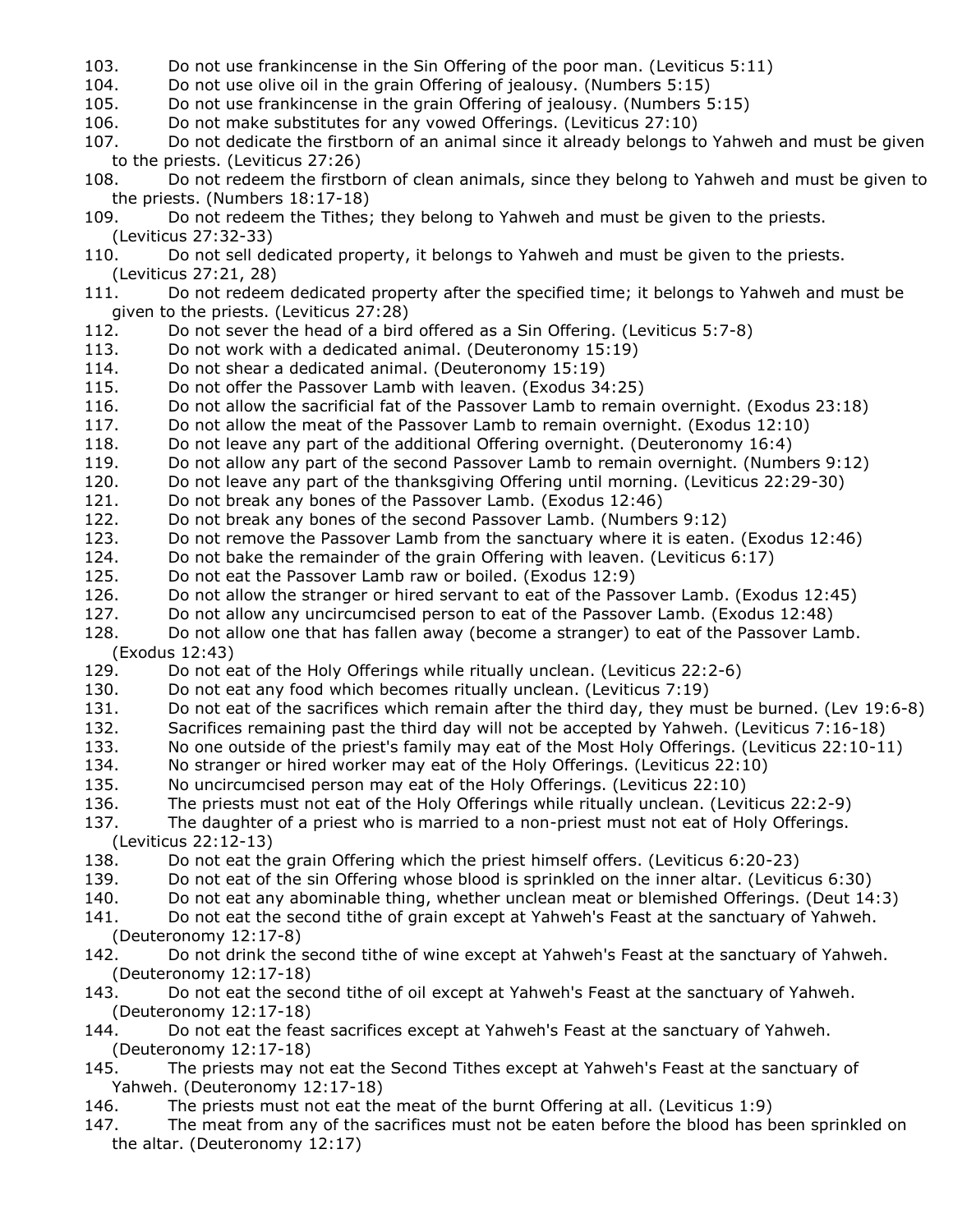103. Do not use frankincense in the Sin Offering of the poor man. (Leviticus 5:11)
104. Do not use olive oil in the grain Offering of jealousy. (Numbers 5:15)
105. Do not use frankincense in the grain Offering of jealousy. (Numbers 5:15)
106. Do not make substitutes for any vowed Offerings. (Leviticus 27:10)
107. Do not dedicate the firstborn of an animal since it already belongs to Yahweh and must be given to the priests. (Leviticus 27:26)
108. Do not redeem the firstborn of clean animals, since they belong to Yahweh and must be given to the priests. (Numbers 18:17-18)
109. Do not redeem the Tithes; they belong to Yahweh and must be given to the priests. (Leviticus 27:32-33)
110. Do not sell dedicated property, it belongs to Yahweh and must be given to the priests. (Leviticus 27:21, 28)
111. Do not redeem dedicated property after the specified time; it belongs to Yahweh and must be given to the priests. (Leviticus 27:28)
112. Do not sever the head of a bird offered as a Sin Offering. (Leviticus 5:7-8)
113. Do not work with a dedicated animal. (Deuteronomy 15:19)
114. Do not shear a dedicated animal. (Deuteronomy 15:19)
115. Do not offer the Passover Lamb with leaven. (Exodus 34:25)
116. Do not allow the sacrificial fat of the Passover Lamb to remain overnight. (Exodus 23:18)
117. Do not allow the meat of the Passover Lamb to remain overnight. (Exodus 12:10)
118. Do not leave any part of the additional Offering overnight. (Deuteronomy 16:4)
119. Do not allow any part of the second Passover Lamb to remain overnight. (Numbers 9:12)
120. Do not leave any part of the thanksgiving Offering until morning. (Leviticus 22:29-30)
121. Do not break any bones of the Passover Lamb. (Exodus 12:46)
122. Do not break any bones of the second Passover Lamb. (Numbers 9:12)
123. Do not remove the Passover Lamb from the sanctuary where it is eaten. (Exodus 12:46)
124. Do not bake the remainder of the grain Offering with leaven. (Leviticus 6:17)
125. Do not eat the Passover Lamb raw or boiled. (Exodus 12:9)
126. Do not allow the stranger or hired servant to eat of the Passover Lamb. (Exodus 12:45)
127. Do not allow any uncircumcised person to eat of the Passover Lamb. (Exodus 12:48)
128. Do not allow one that has fallen away (become a stranger) to eat of the Passover Lamb. (Exodus 12:43)
129. Do not eat of the Holy Offerings while ritually unclean. (Leviticus 22:2-6)
130. Do not eat any food which becomes ritually unclean. (Leviticus 7:19)
131. Do not eat of the sacrifices which remain after the third day, they must be burned. (Lev 19:6-8)
132. Sacrifices remaining past the third day will not be accepted by Yahweh. (Leviticus 7:16-18)
133. No one outside of the priest's family may eat of the Most Holy Offerings. (Leviticus 22:10-11)
134. No stranger or hired worker may eat of the Holy Offerings. (Leviticus 22:10)
135. No uncircumcised person may eat of the Holy Offerings. (Leviticus 22:10)
136. The priests must not eat of the Holy Offerings while ritually unclean. (Leviticus 22:2-9)
137. The daughter of a priest who is married to a non-priest must not eat of Holy Offerings. (Leviticus 22:12-13)
138. Do not eat the grain Offering which the priest himself offers. (Leviticus 6:20-23)
139. Do not eat of the sin Offering whose blood is sprinkled on the inner altar. (Leviticus 6:30)
140. Do not eat any abominable thing, whether unclean meat or blemished Offerings. (Deut 14:3)
141. Do not eat the second tithe of grain except at Yahweh's Feast at the sanctuary of Yahweh. (Deuteronomy 12:17-8)
142. Do not drink the second tithe of wine except at Yahweh's Feast at the sanctuary of Yahweh. (Deuteronomy 12:17-18)
143. Do not eat the second tithe of oil except at Yahweh's Feast at the sanctuary of Yahweh. (Deuteronomy 12:17-18)
144. Do not eat the feast sacrifices except at Yahweh's Feast at the sanctuary of Yahweh. (Deuteronomy 12:17-18)
145. The priests may not eat the Second Tithes except at Yahweh's Feast at the sanctuary of Yahweh. (Deuteronomy 12:17-18)
146. The priests must not eat the meat of the burnt Offering at all. (Leviticus 1:9)
147. The meat from any of the sacrifices must not be eaten before the blood has been sprinkled on the altar. (Deuteronomy 12:17)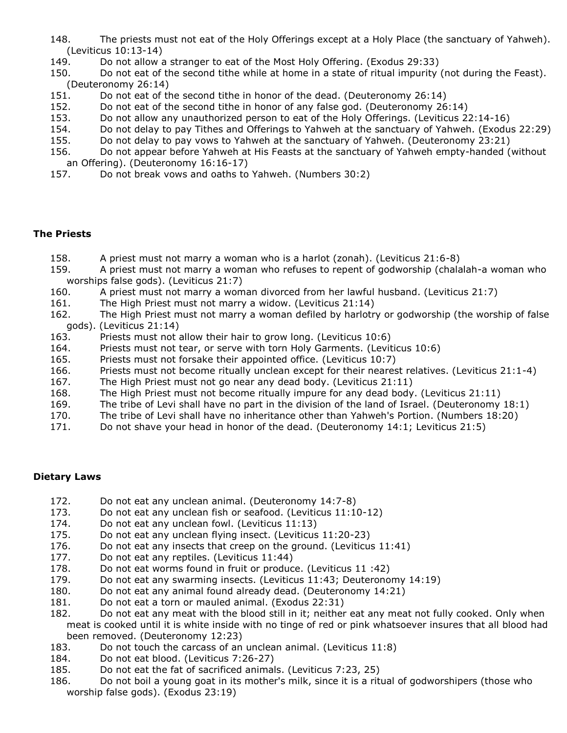148. The priests must not eat of the Holy Offerings except at a Holy Place (the sanctuary of Yahweh). (Leviticus 10:13-14)
149. Do not allow a stranger to eat of the Most Holy Offering. (Exodus 29:33)
150. Do not eat of the second tithe while at home in a state of ritual impurity (not during the Feast). (Deuteronomy 26:14)
151. Do not eat of the second tithe in honor of the dead. (Deuteronomy 26:14)
152. Do not eat of the second tithe in honor of any false god. (Deuteronomy 26:14)
153. Do not allow any unauthorized person to eat of the Holy Offerings. (Leviticus 22:14-16)
154. Do not delay to pay Tithes and Offerings to Yahweh at the sanctuary of Yahweh. (Exodus 22:29)
155. Do not delay to pay vows to Yahweh at the sanctuary of Yahweh. (Deuteronomy 23:21)
156. Do not appear before Yahweh at His Feasts at the sanctuary of Yahweh empty-handed (without an Offering). (Deuteronomy 16:16-17)
157. Do not break vows and oaths to Yahweh. (Numbers 30:2)

**The Priests**

158. A priest must not marry a woman who is a harlot (zonah). (Leviticus 21:6-8)
159. A priest must not marry a woman who refuses to repent of godworship (chalalah-a woman who worships false gods). (Leviticus 21:7)
160. A priest must not marry a woman divorced from her lawful husband. (Leviticus 21:7)
161. The High Priest must not marry a widow. (Leviticus 21:14)
162. The High Priest must not marry a woman defiled by harlotry or godworship (the worship of false gods). (Leviticus 21:14)
163. Priests must not allow their hair to grow long. (Leviticus 10:6)
164. Priests must not tear, or serve with torn Holy Garments. (Leviticus 10:6)
165. Priests must not forsake their appointed office. (Leviticus 10:7)
166. Priests must not become ritually unclean except for their nearest relatives. (Leviticus 21:1-4)
167. The High Priest must not go near any dead body. (Leviticus 21:11)
168. The High Priest must not become ritually impure for any dead body. (Leviticus 21:11)
169. The tribe of Levi shall have no part in the division of the land of Israel. (Deuteronomy 18:1)
170. The tribe of Levi shall have no inheritance other than Yahweh's Portion. (Numbers 18:20)
171. Do not shave your head in honor of the dead. (Deuteronomy 14:1; Leviticus 21:5)

**Dietary Laws**

172. Do not eat any unclean animal. (Deuteronomy 14:7-8)
173. Do not eat any unclean fish or seafood. (Leviticus 11:10-12)
174. Do not eat any unclean fowl. (Leviticus 11:13)
175. Do not eat any unclean flying insect. (Leviticus 11:20-23)
176. Do not eat any insects that creep on the ground. (Leviticus 11:41)
177. Do not eat any reptiles. (Leviticus 11:44)
178. Do not eat worms found in fruit or produce. (Leviticus 11 :42)
179. Do not eat any swarming insects. (Leviticus 11:43; Deuteronomy 14:19)
180. Do not eat any animal found already dead. (Deuteronomy 14:21)
181. Do not eat a torn or mauled animal. (Exodus 22:31)
182. Do not eat any meat with the blood still in it; neither eat any meat not fully cooked. Only when meat is cooked until it is white inside with no tinge of red or pink whatsoever insures that all blood had been removed. (Deuteronomy 12:23)
183. Do not touch the carcass of an unclean animal. (Leviticus 11:8)
184. Do not eat blood. (Leviticus 7:26-27)
185. Do not eat the fat of sacrificed animals. (Leviticus 7:23, 25)
186. Do not boil a young goat in its mother's milk, since it is a ritual of godworshipers (those who worship false gods). (Exodus 23:19)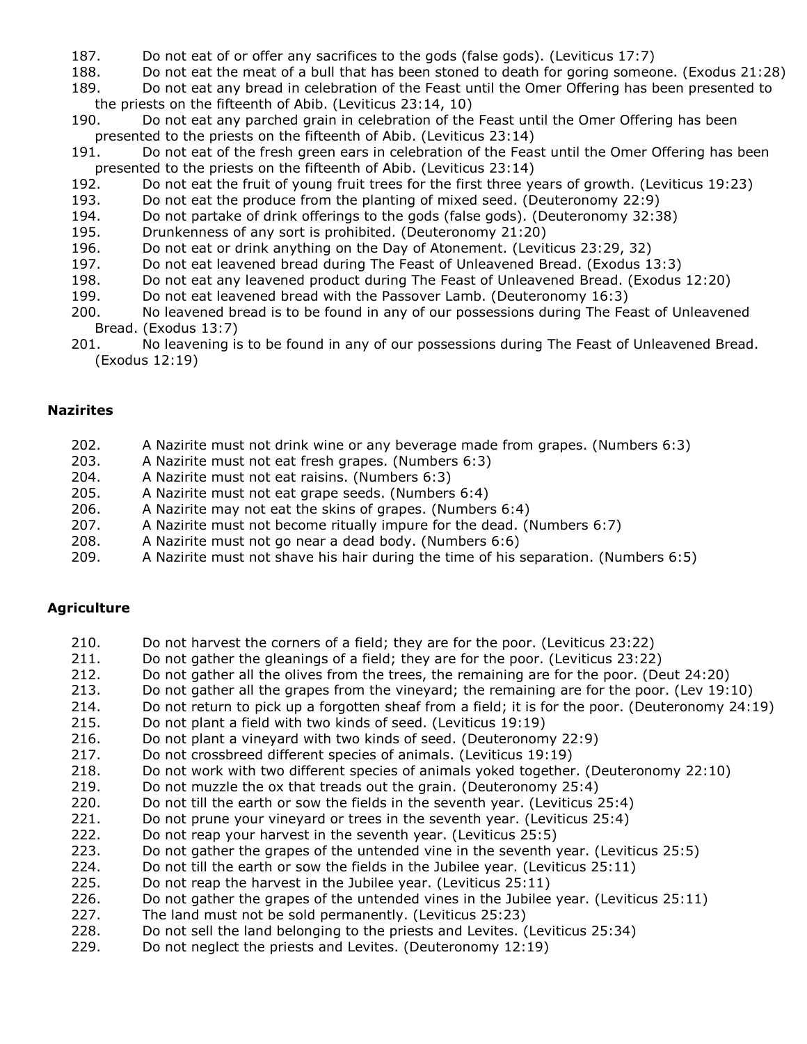187. Do not eat of or offer any sacrifices to the gods (false gods). (Leviticus 17:7)
188. Do not eat the meat of a bull that has been stoned to death for goring someone. (Exodus 21:28)
189. Do not eat any bread in celebration of the Feast until the Omer Offering has been presented to the priests on the fifteenth of Abib. (Leviticus 23:14, 10)
190. Do not eat any parched grain in celebration of the Feast until the Omer Offering has been presented to the priests on the fifteenth of Abib. (Leviticus 23:14)
191. Do not eat of the fresh green ears in celebration of the Feast until the Omer Offering has been presented to the priests on the fifteenth of Abib. (Leviticus 23:14)
192. Do not eat the fruit of young fruit trees for the first three years of growth. (Leviticus 19:23)
193. Do not eat the produce from the planting of mixed seed. (Deuteronomy 22:9)
194. Do not partake of drink offerings to the gods (false gods). (Deuteronomy 32:38)
195. Drunkenness of any sort is prohibited. (Deuteronomy 21:20)
196. Do not eat or drink anything on the Day of Atonement. (Leviticus 23:29, 32)
197. Do not eat leavened bread during The Feast of Unleavened Bread. (Exodus 13:3)
198. Do not eat any leavened product during The Feast of Unleavened Bread. (Exodus 12:20)
199. Do not eat leavened bread with the Passover Lamb. (Deuteronomy 16:3)
200. No leavened bread is to be found in any of our possessions during The Feast of Unleavened Bread. (Exodus 13:7)
201. No leavening is to be found in any of our possessions during The Feast of Unleavened Bread. (Exodus 12:19)

**Nazirites**

202. A Nazirite must not drink wine or any beverage made from grapes. (Numbers 6:3)
203. A Nazirite must not eat fresh grapes. (Numbers 6:3)
204. A Nazirite must not eat raisins. (Numbers 6:3)
205. A Nazirite must not eat grape seeds. (Numbers 6:4)
206. A Nazirite may not eat the skins of grapes. (Numbers 6:4)
207. A Nazirite must not become ritually impure for the dead. (Numbers 6:7)
208. A Nazirite must not go near a dead body. (Numbers 6:6)
209. A Nazirite must not shave his hair during the time of his separation. (Numbers 6:5)

**Agriculture**

210. Do not harvest the corners of a field; they are for the poor. (Leviticus 23:22)
211. Do not gather the gleanings of a field; they are for the poor. (Leviticus 23:22)
212. Do not gather all the olives from the trees, the remaining are for the poor. (Deut 24:20)
213. Do not gather all the grapes from the vineyard; the remaining are for the poor. (Lev 19:10)
214. Do not return to pick up a forgotten sheaf from a field; it is for the poor. (Deuteronomy 24:19)
215. Do not plant a field with two kinds of seed. (Leviticus 19:19)
216. Do not plant a vineyard with two kinds of seed. (Deuteronomy 22:9)
217. Do not crossbreed different species of animals. (Leviticus 19:19)
218. Do not work with two different species of animals yoked together. (Deuteronomy 22:10)
219. Do not muzzle the ox that treads out the grain. (Deuteronomy 25:4)
220. Do not till the earth or sow the fields in the seventh year. (Leviticus 25:4)
221. Do not prune your vineyard or trees in the seventh year. (Leviticus 25:4)
222. Do not reap your harvest in the seventh year. (Leviticus 25:5)
223. Do not gather the grapes of the untended vine in the seventh year. (Leviticus 25:5)
224. Do not till the earth or sow the fields in the Jubilee year. (Leviticus 25:11)
225. Do not reap the harvest in the Jubilee year. (Leviticus 25:11)
226. Do not gather the grapes of the untended vines in the Jubilee year. (Leviticus 25:11)
227. The land must not be sold permanently. (Leviticus 25:23)
228. Do not sell the land belonging to the priests and Levites. (Leviticus 25:34)
229. Do not neglect the priests and Levites. (Deuteronomy 12:19)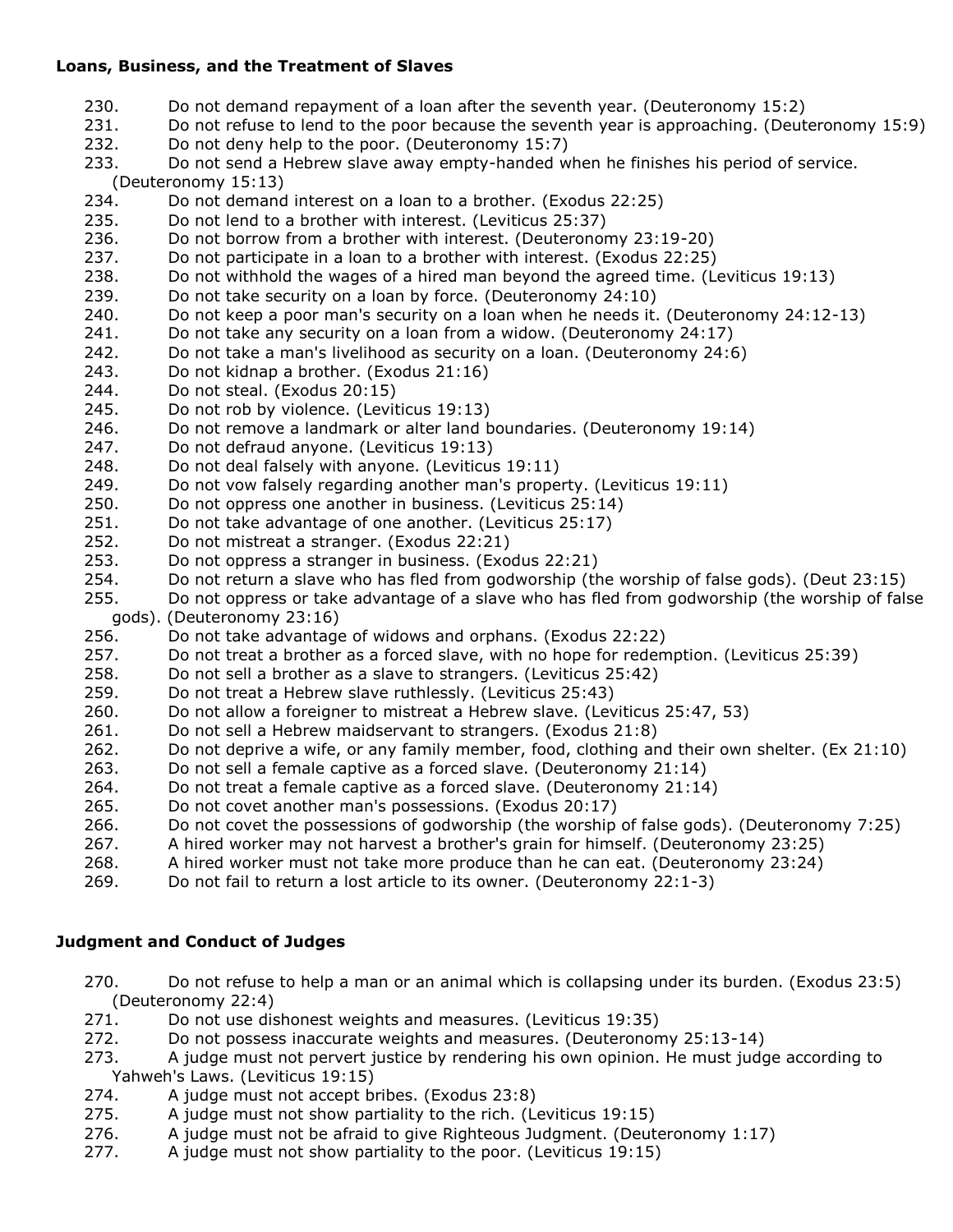#### **Loans, Business, and the Treatment of Slaves**

230. Do not demand repayment of a loan after the seventh year. (Deuteronomy 15:2)
231. Do not refuse to lend to the poor because the seventh year is approaching. (Deuteronomy 15:9)
232. Do not deny help to the poor. (Deuteronomy 15:7)
233. Do not send a Hebrew slave away empty-handed when he finishes his period of service. (Deuteronomy 15:13)
234. Do not demand interest on a loan to a brother. (Exodus 22:25)
235. Do not lend to a brother with interest. (Leviticus 25:37)
236. Do not borrow from a brother with interest. (Deuteronomy 23:19-20)
237. Do not participate in a loan to a brother with interest. (Exodus 22:25)
238. Do not withhold the wages of a hired man beyond the agreed time. (Leviticus 19:13)
239. Do not take security on a loan by force. (Deuteronomy 24:10)
240. Do not keep a poor man's security on a loan when he needs it. (Deuteronomy 24:12-13)
241. Do not take any security on a loan from a widow. (Deuteronomy 24:17)
242. Do not take a man's livelihood as security on a loan. (Deuteronomy 24:6)
243. Do not kidnap a brother. (Exodus 21:16)
244. Do not steal. (Exodus 20:15)
245. Do not rob by violence. (Leviticus 19:13)
246. Do not remove a landmark or alter land boundaries. (Deuteronomy 19:14)
247. Do not defraud anyone. (Leviticus 19:13)
248. Do not deal falsely with anyone. (Leviticus 19:11)
249. Do not vow falsely regarding another man's property. (Leviticus 19:11)
250. Do not oppress one another in business. (Leviticus 25:14)
251. Do not take advantage of one another. (Leviticus 25:17)
252. Do not mistreat a stranger. (Exodus 22:21)
253. Do not oppress a stranger in business. (Exodus 22:21)
254. Do not return a slave who has fled from godworship (the worship of false gods). (Deut 23:15)
255. Do not oppress or take advantage of a slave who has fled from godworship (the worship of false gods). (Deuteronomy 23:16)
256. Do not take advantage of widows and orphans. (Exodus 22:22)
257. Do not treat a brother as a forced slave, with no hope for redemption. (Leviticus 25:39)
258. Do not sell a brother as a slave to strangers. (Leviticus 25:42)
259. Do not treat a Hebrew slave ruthlessly. (Leviticus 25:43)
260. Do not allow a foreigner to mistreat a Hebrew slave. (Leviticus 25:47, 53)
261. Do not sell a Hebrew maidservant to strangers. (Exodus 21:8)
262. Do not deprive a wife, or any family member, food, clothing and their own shelter. (Ex 21:10)
263. Do not sell a female captive as a forced slave. (Deuteronomy 21:14)
264. Do not treat a female captive as a forced slave. (Deuteronomy 21:14)
265. Do not covet another man's possessions. (Exodus 20:17)
266. Do not covet the possessions of godworship (the worship of false gods). (Deuteronomy 7:25)
267. A hired worker may not harvest a brother's grain for himself. (Deuteronomy 23:25)
268. A hired worker must not take more produce than he can eat. (Deuteronomy 23:24)
269. Do not fail to return a lost article to its owner. (Deuteronomy 22:1-3)

#### **Judgment and Conduct of Judges**

270. Do not refuse to help a man or an animal which is collapsing under its burden. (Exodus 23:5) (Deuteronomy 22:4)
271. Do not use dishonest weights and measures. (Leviticus 19:35)
272. Do not possess inaccurate weights and measures. (Deuteronomy 25:13-14)
273. A judge must not pervert justice by rendering his own opinion. He must judge according to Yahweh's Laws. (Leviticus 19:15)
274. A judge must not accept bribes. (Exodus 23:8)
275. A judge must not show partiality to the rich. (Leviticus 19:15)
276. A judge must not be afraid to give Righteous Judgment. (Deuteronomy 1:17)
277. A judge must not show partiality to the poor. (Leviticus 19:15)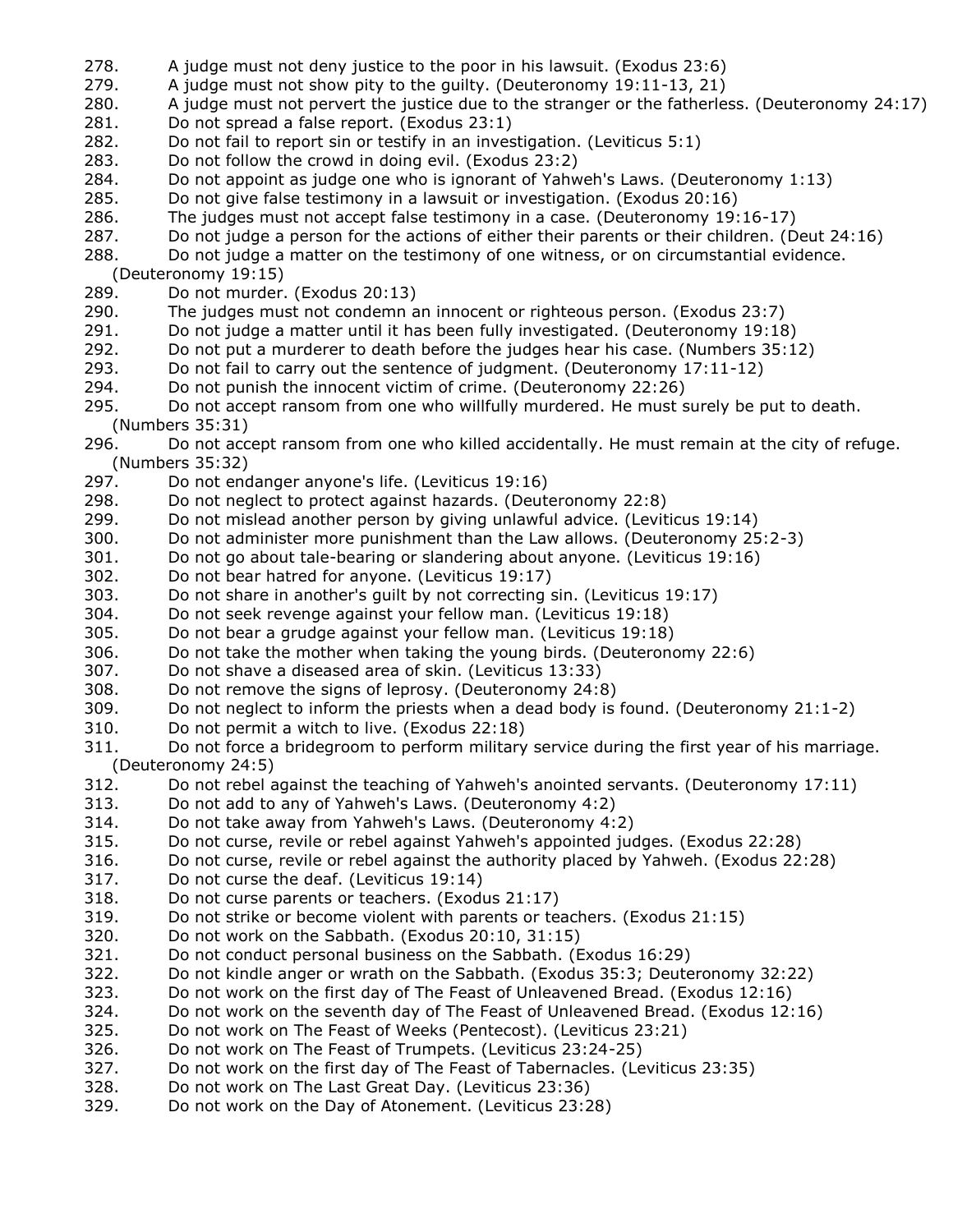278. A judge must not deny justice to the poor in his lawsuit. (Exodus 23:6)
279. A judge must not show pity to the guilty. (Deuteronomy 19:11-13, 21)
280. A judge must not pervert the justice due to the stranger or the fatherless. (Deuteronomy 24:17)
281. Do not spread a false report. (Exodus 23:1)
282. Do not fail to report sin or testify in an investigation. (Leviticus 5:1)
283. Do not follow the crowd in doing evil. (Exodus 23:2)
284. Do not appoint as judge one who is ignorant of Yahweh's Laws. (Deuteronomy 1:13)
285. Do not give false testimony in a lawsuit or investigation. (Exodus 20:16)
286. The judges must not accept false testimony in a case. (Deuteronomy 19:16-17)
287. Do not judge a person for the actions of either their parents or their children. (Deut 24:16)
288. Do not judge a matter on the testimony of one witness, or on circumstantial evidence. (Deuteronomy 19:15)
289. Do not murder. (Exodus 20:13)
290. The judges must not condemn an innocent or righteous person. (Exodus 23:7)
291. Do not judge a matter until it has been fully investigated. (Deuteronomy 19:18)
292. Do not put a murderer to death before the judges hear his case. (Numbers 35:12)
293. Do not fail to carry out the sentence of judgment. (Deuteronomy 17:11-12)
294. Do not punish the innocent victim of crime. (Deuteronomy 22:26)
295. Do not accept ransom from one who willfully murdered. He must surely be put to death. (Numbers 35:31)
296. Do not accept ransom from one who killed accidentally. He must remain at the city of refuge. (Numbers 35:32)
297. Do not endanger anyone's life. (Leviticus 19:16)
298. Do not neglect to protect against hazards. (Deuteronomy 22:8)
299. Do not mislead another person by giving unlawful advice. (Leviticus 19:14)
300. Do not administer more punishment than the Law allows. (Deuteronomy 25:2-3)
301. Do not go about tale-bearing or slandering about anyone. (Leviticus 19:16)
302. Do not bear hatred for anyone. (Leviticus 19:17)
303. Do not share in another's guilt by not correcting sin. (Leviticus 19:17)
304. Do not seek revenge against your fellow man. (Leviticus 19:18)
305. Do not bear a grudge against your fellow man. (Leviticus 19:18)
306. Do not take the mother when taking the young birds. (Deuteronomy 22:6)
307. Do not shave a diseased area of skin. (Leviticus 13:33)
308. Do not remove the signs of leprosy. (Deuteronomy 24:8)
309. Do not neglect to inform the priests when a dead body is found. (Deuteronomy 21:1-2)
310. Do not permit a witch to live. (Exodus 22:18)
311. Do not force a bridegroom to perform military service during the first year of his marriage. (Deuteronomy 24:5)
312. Do not rebel against the teaching of Yahweh's anointed servants. (Deuteronomy 17:11)
313. Do not add to any of Yahweh's Laws. (Deuteronomy 4:2)
314. Do not take away from Yahweh's Laws. (Deuteronomy 4:2)
315. Do not curse, revile or rebel against Yahweh's appointed judges. (Exodus 22:28)
316. Do not curse, revile or rebel against the authority placed by Yahweh. (Exodus 22:28)
317. Do not curse the deaf. (Leviticus 19:14)
318. Do not curse parents or teachers. (Exodus 21:17)
319. Do not strike or become violent with parents or teachers. (Exodus 21:15)
320. Do not work on the Sabbath. (Exodus 20:10, 31:15)
321. Do not conduct personal business on the Sabbath. (Exodus 16:29)
322. Do not kindle anger or wrath on the Sabbath. (Exodus 35:3; Deuteronomy 32:22)
323. Do not work on the first day of The Feast of Unleavened Bread. (Exodus 12:16)
324. Do not work on the seventh day of The Feast of Unleavened Bread. (Exodus 12:16)
325. Do not work on The Feast of Weeks (Pentecost). (Leviticus 23:21)
326. Do not work on The Feast of Trumpets. (Leviticus 23:24-25)
327. Do not work on the first day of The Feast of Tabernacles. (Leviticus 23:35)
328. Do not work on The Last Great Day. (Leviticus 23:36)
329. Do not work on the Day of Atonement. (Leviticus 23:28)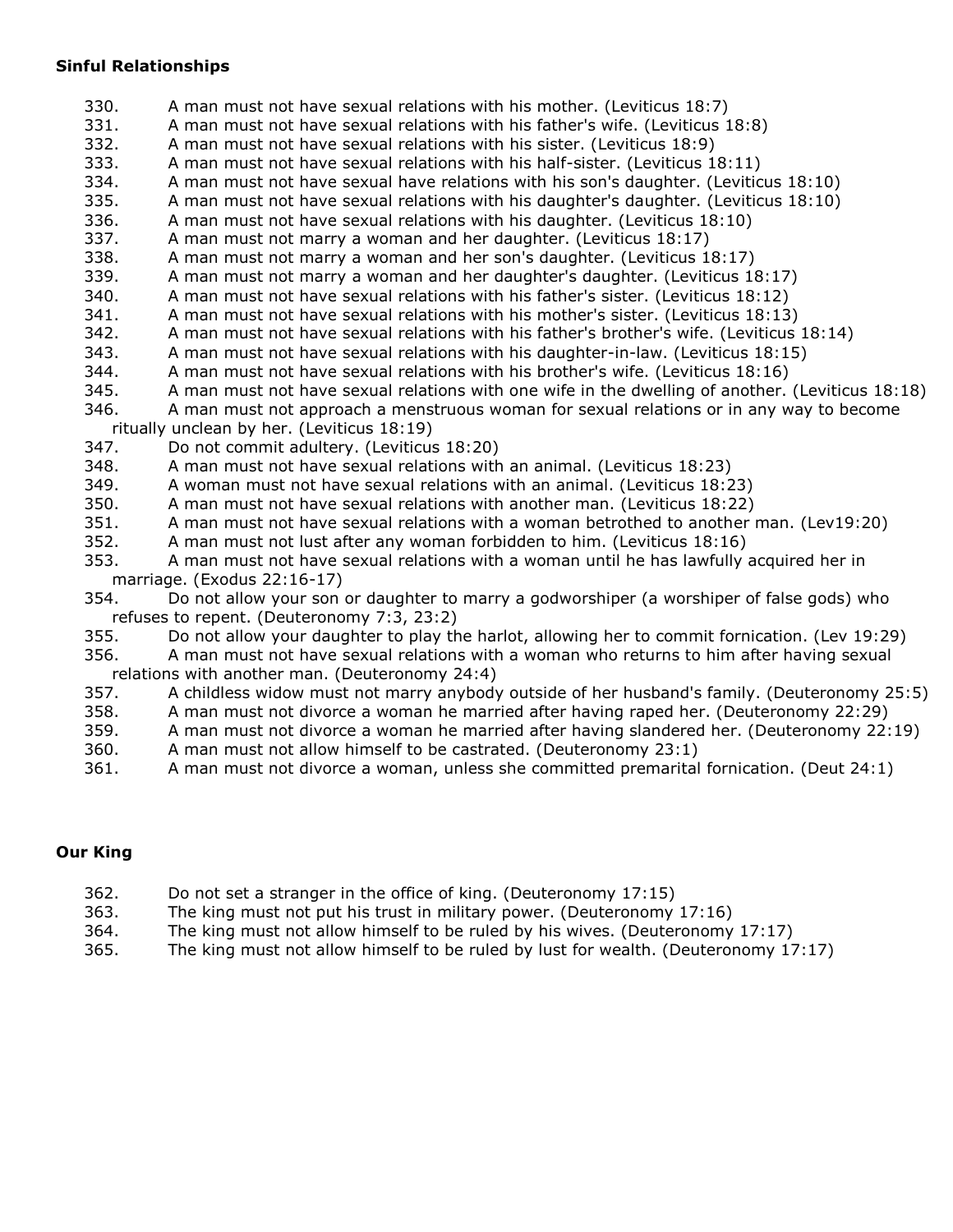**Sinful Relationships**

330. A man must not have sexual relations with his mother. (Leviticus 18:7)
331. A man must not have sexual relations with his father's wife. (Leviticus 18:8)
332. A man must not have sexual relations with his sister. (Leviticus 18:9)
333. A man must not have sexual relations with his half-sister. (Leviticus 18:11)
334. A man must not have sexual have relations with his son's daughter. (Leviticus 18:10)
335. A man must not have sexual relations with his daughter's daughter. (Leviticus 18:10)
336. A man must not have sexual relations with his daughter. (Leviticus 18:10)
337. A man must not marry a woman and her daughter. (Leviticus 18:17)
338. A man must not marry a woman and her son's daughter. (Leviticus 18:17)
339. A man must not marry a woman and her daughter's daughter. (Leviticus 18:17)
340. A man must not have sexual relations with his father's sister. (Leviticus 18:12)
341. A man must not have sexual relations with his mother's sister. (Leviticus 18:13)
342. A man must not have sexual relations with his father's brother's wife. (Leviticus 18:14)
343. A man must not have sexual relations with his daughter-in-law. (Leviticus 18:15)
344. A man must not have sexual relations with his brother's wife. (Leviticus 18:16)
345. A man must not have sexual relations with one wife in the dwelling of another. (Leviticus 18:18)
346. A man must not approach a menstruous woman for sexual relations or in any way to become ritually unclean by her. (Leviticus 18:19)
347. Do not commit adultery. (Leviticus 18:20)
348. A man must not have sexual relations with an animal. (Leviticus 18:23)
349. A woman must not have sexual relations with an animal. (Leviticus 18:23)
350. A man must not have sexual relations with another man. (Leviticus 18:22)
351. A man must not have sexual relations with a woman betrothed to another man. (Lev19:20)
352. A man must not lust after any woman forbidden to him. (Leviticus 18:16)
353. A man must not have sexual relations with a woman until he has lawfully acquired her in marriage. (Exodus 22:16-17)
354. Do not allow your son or daughter to marry a godworshiper (a worshiper of false gods) who refuses to repent. (Deuteronomy 7:3, 23:2)
355. Do not allow your daughter to play the harlot, allowing her to commit fornication. (Lev 19:29)
356. A man must not have sexual relations with a woman who returns to him after having sexual relations with another man. (Deuteronomy 24:4)
357. A childless widow must not marry anybody outside of her husband's family. (Deuteronomy 25:5)
358. A man must not divorce a woman he married after having raped her. (Deuteronomy 22:29)
359. A man must not divorce a woman he married after having slandered her. (Deuteronomy 22:19)
360. A man must not allow himself to be castrated. (Deuteronomy 23:1)
361. A man must not divorce a woman, unless she committed premarital fornication. (Deut 24:1)

**Our King**

362. Do not set a stranger in the office of king. (Deuteronomy 17:15)
363. The king must not put his trust in military power. (Deuteronomy 17:16)
364. The king must not allow himself to be ruled by his wives. (Deuteronomy 17:17)
365. The king must not allow himself to be ruled by lust for wealth. (Deuteronomy 17:17)